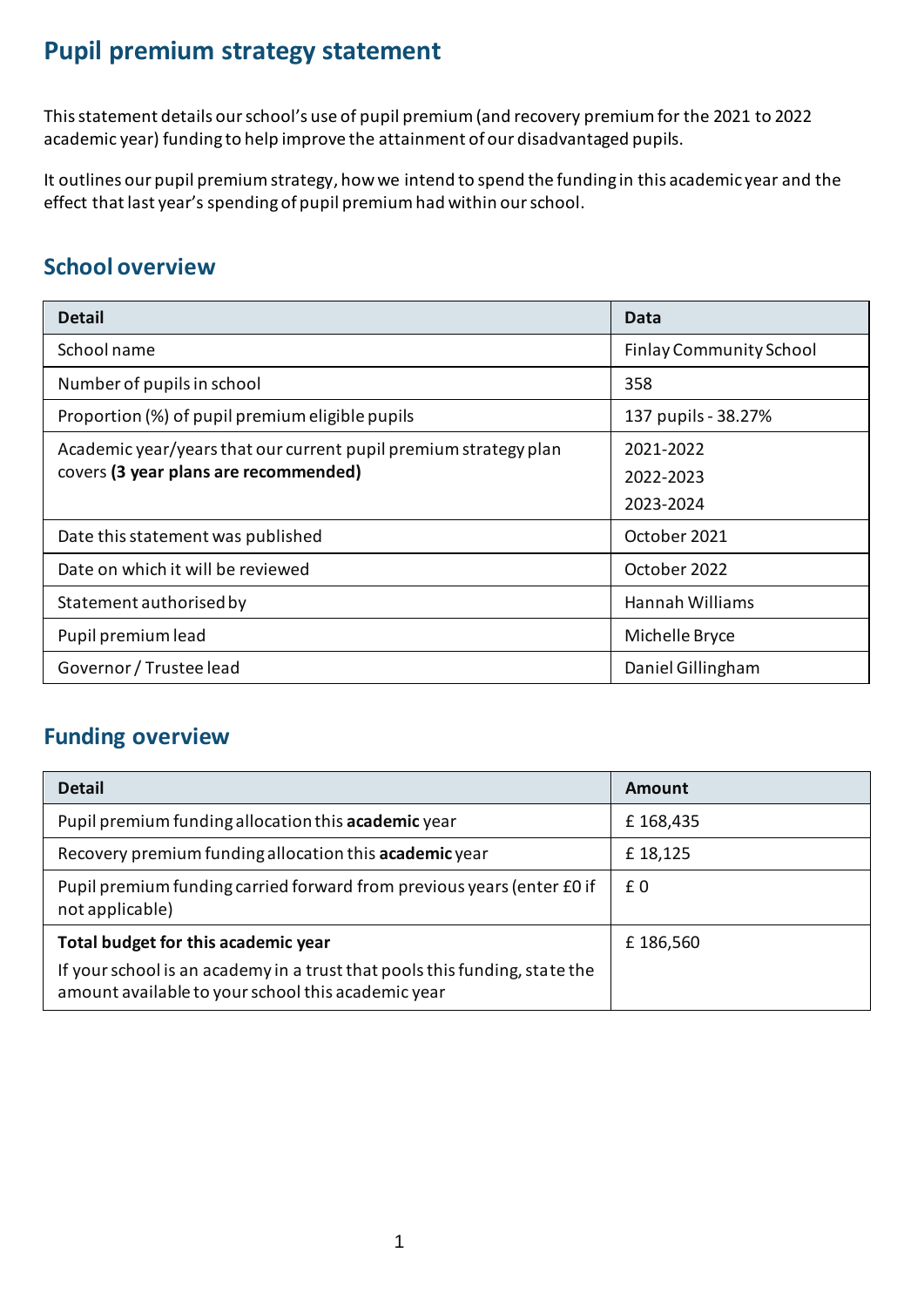# Pupil premium strategy statement

This statement details our school's use of pupil premium (and recovery premium for the 2021 to 2022 academic year) funding to help improve the attainment of our disadvantaged pupils.

It outlines our pupil premium strategy, how we intend to spend the funding in this academic year and the effect that last year's spending of pupil premium had within our school.

## School overview

| Detail | Data |
|---|---|
| School name | Finlay Community School |
| Number of pupils in school | 358 |
| Proportion (%) of pupil premium eligible pupils | 137 pupils - 38.27% |
| Academic year/years that our current pupil premium strategy plan covers **(3 year plans are recommended)** | 2021-2022<br>2022-2023<br>2023-2024 |
| Date this statement was published | October 2021 |
| Date on which it will be reviewed | October 2022 |
| Statement authorised by | Hannah Williams |
| Pupil premium lead | Michelle Bryce |
| Governor / Trustee lead | Daniel Gillingham |

## Funding overview

| Detail | Amount |
|---|---|
| Pupil premium funding allocation this **academic** year | £ 168,435 |
| Recovery premium funding allocation this **academic** year | £ 18,125 |
| Pupil premium funding carried forward from previous years (enter £0 if not applicable) | £ 0 |
| **Total budget for this academic year**<br>If your school is an academy in a trust that pools this funding, state the amount available to your school this academic year | £ 186,560 |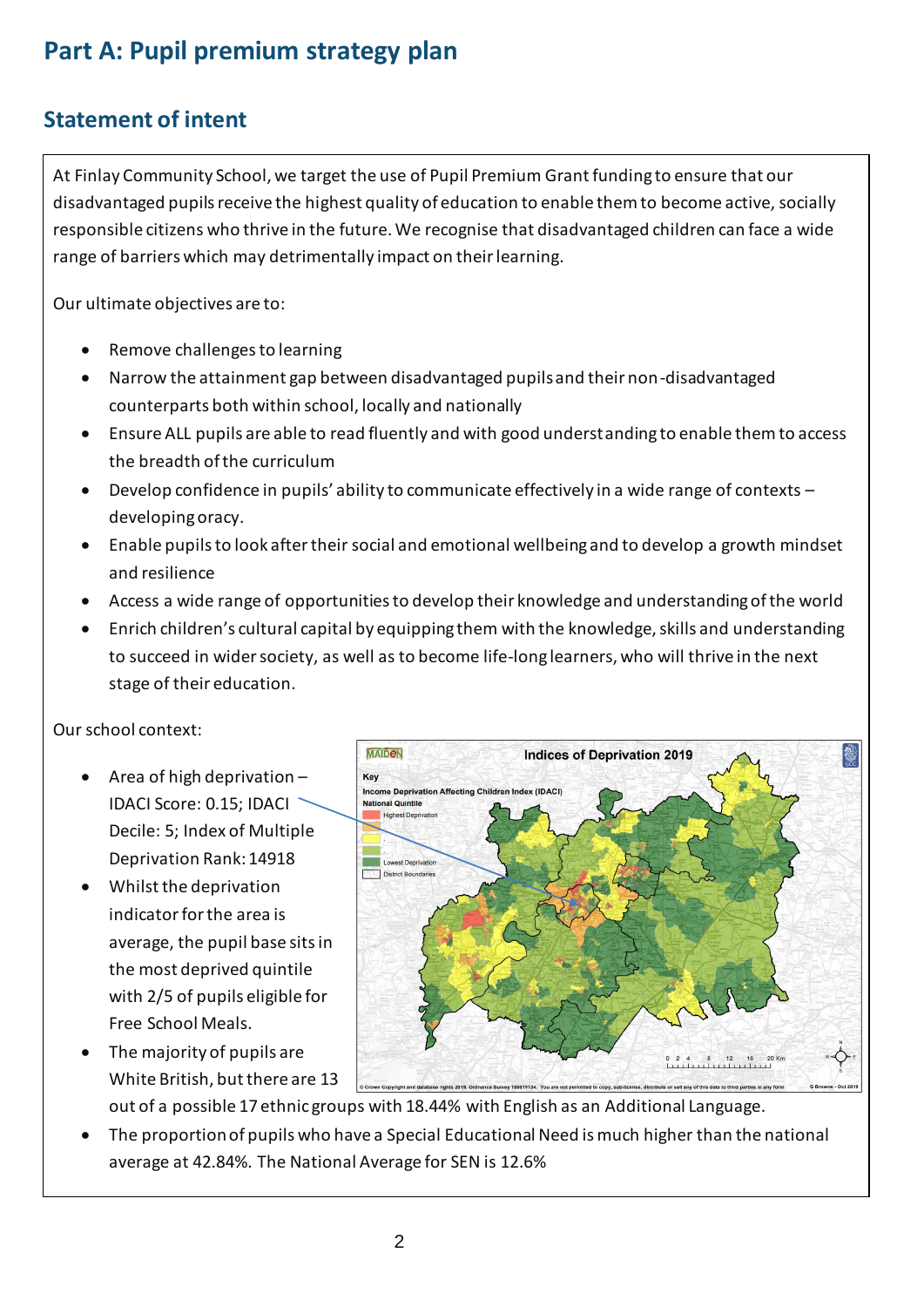# Part A: Pupil premium strategy plan

## Statement of intent

At Finlay Community School, we target the use of Pupil Premium Grant funding to ensure that our disadvantaged pupils receive the highest quality of education to enable them to become active, socially responsible citizens who thrive in the future. We recognise that disadvantaged children can face a wide range of barriers which may detrimentally impact on their learning.

Our ultimate objectives are to:

- Remove challenges to learning
- Narrow the attainment gap between disadvantaged pupils and their non-disadvantaged counterparts both within school, locally and nationally
- Ensure ALL pupils are able to read fluently and with good understanding to enable them to access the breadth of the curriculum
- Develop confidence in pupils' ability to communicate effectively in a wide range of contexts – developing oracy.
- Enable pupils to look after their social and emotional wellbeing and to develop a growth mindset and resilience
- Access a wide range of opportunities to develop their knowledge and understanding of the world
- Enrich children's cultural capital by equipping them with the knowledge, skills and understanding to succeed in wider society, as well as to become life-long learners, who will thrive in the next stage of their education.

Our school context:

- Area of high deprivation – IDACI Score: 0.15; IDACI Decile: 5; Index of Multiple Deprivation Rank: 14918
- Whilst the deprivation indicator for the area is average, the pupil base sits in the most deprived quintile with 2/5 of pupils eligible for Free School Meals.
- The majority of pupils are White British, but there are 13 out of a possible 17 ethnic groups with 18.44% with English as an Additional Language.
- The proportion of pupils who have a Special Educational Need is much higher than the national average at 42.84%. The National Average for SEN is 12.6%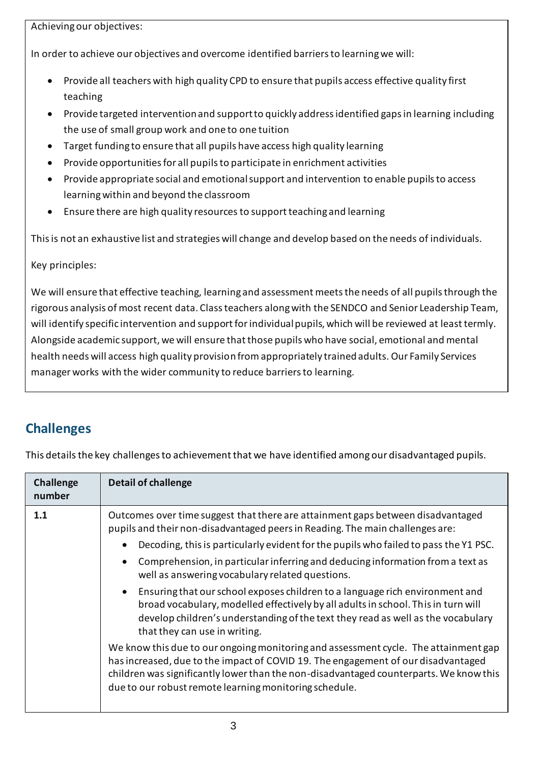Achieving our objectives:

In order to achieve our objectives and overcome identified barriers to learning we will:

- Provide all teachers with high quality CPD to ensure that pupils access effective quality first teaching
- Provide targeted intervention and support to quickly address identified gaps in learning including the use of small group work and one to one tuition
- Target funding to ensure that all pupils have access high quality learning
- Provide opportunities for all pupils to participate in enrichment activities
- Provide appropriate social and emotional support and intervention to enable pupils to access learning within and beyond the classroom
- Ensure there are high quality resources to support teaching and learning

This is not an exhaustive list and strategies will change and develop based on the needs of individuals.

Key principles:

We will ensure that effective teaching, learning and assessment meets the needs of all pupils through the rigorous analysis of most recent data. Class teachers along with the SENDCO and Senior Leadership Team, will identify specific intervention and support for individual pupils, which will be reviewed at least termly. Alongside academic support, we will ensure that those pupils who have social, emotional and mental health needs will access high quality provision from appropriately trained adults. Our Family Services manager works with the wider community to reduce barriers to learning.

## Challenges

This details the key challenges to achievement that we have identified among our disadvantaged pupils.

| Challenge number | Detail of challenge |
|---|---|
| **1.1** | Outcomes over time suggest that there are attainment gaps between disadvantaged pupils and their non-disadvantaged peers in Reading. The main challenges are:<br>• Decoding, this is particularly evident for the pupils who failed to pass the Y1 PSC.<br>• Comprehension, in particular inferring and deducing information from a text as well as answering vocabulary related questions.<br>• Ensuring that our school exposes children to a language rich environment and broad vocabulary, modelled effectively by all adults in school. This in turn will develop children's understanding of the text they read as well as the vocabulary that they can use in writing.<br>We know this due to our ongoing monitoring and assessment cycle. The attainment gap has increased, due to the impact of COVID 19. The engagement of our disadvantaged children was significantly lower than the non-disadvantaged counterparts. We know this due to our robust remote learning monitoring schedule. |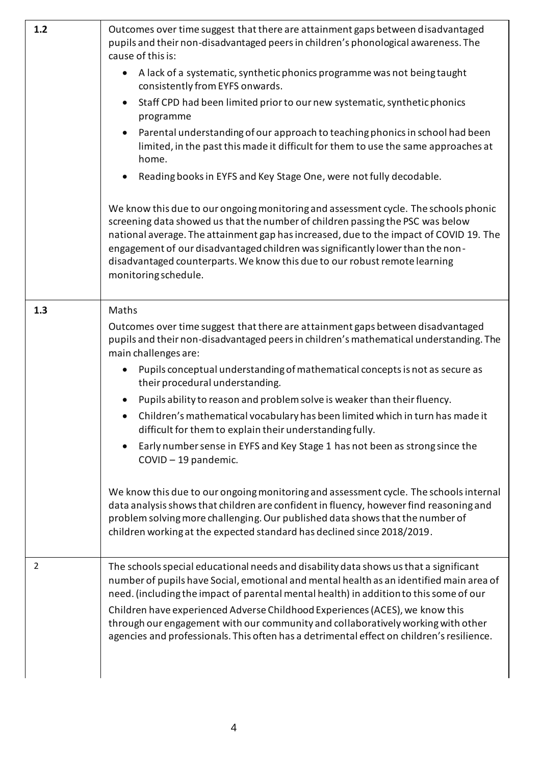| | |
|---|---|
| **1.2** | Outcomes over time suggest that there are attainment gaps between disadvantaged pupils and their non-disadvantaged peers in children's phonological awareness. The cause of this is:<br>• A lack of a systematic, synthetic phonics programme was not being taught consistently from EYFS onwards.<br>• Staff CPD had been limited prior to our new systematic, synthetic phonics programme<br>• Parental understanding of our approach to teaching phonics in school had been limited, in the past this made it difficult for them to use the same approaches at home.<br>• Reading books in EYFS and Key Stage One, were not fully decodable.<br><br>We know this due to our ongoing monitoring and assessment cycle. The schools phonic screening data showed us that the number of children passing the PSC was below national average. The attainment gap has increased, due to the impact of COVID 19. The engagement of our disadvantaged children was significantly lower than the non-disadvantaged counterparts. We know this due to our robust remote learning monitoring schedule. |
| **1.3** | Maths<br>Outcomes over time suggest that there are attainment gaps between disadvantaged pupils and their non-disadvantaged peers in children's mathematical understanding. The main challenges are:<br>• Pupils conceptual understanding of mathematical concepts is not as secure as their procedural understanding.<br>• Pupils ability to reason and problem solve is weaker than their fluency.<br>• Children's mathematical vocabulary has been limited which in turn has made it difficult for them to explain their understanding fully.<br>• Early number sense in EYFS and Key Stage 1 has not been as strong since the COVID – 19 pandemic.<br><br>We know this due to our ongoing monitoring and assessment cycle. The schools internal data analysis shows that children are confident in fluency, however find reasoning and problem solving more challenging. Our published data shows that the number of children working at the expected standard has declined since 2018/2019. |
| 2 | The schools special educational needs and disability data shows us that a significant number of pupils have Social, emotional and mental health as an identified main area of need. (including the impact of parental mental health) in addition to this some of our Children have experienced Adverse Childhood Experiences (ACES), we know this through our engagement with our community and collaboratively working with other agencies and professionals. This often has a detrimental effect on children's resilience. |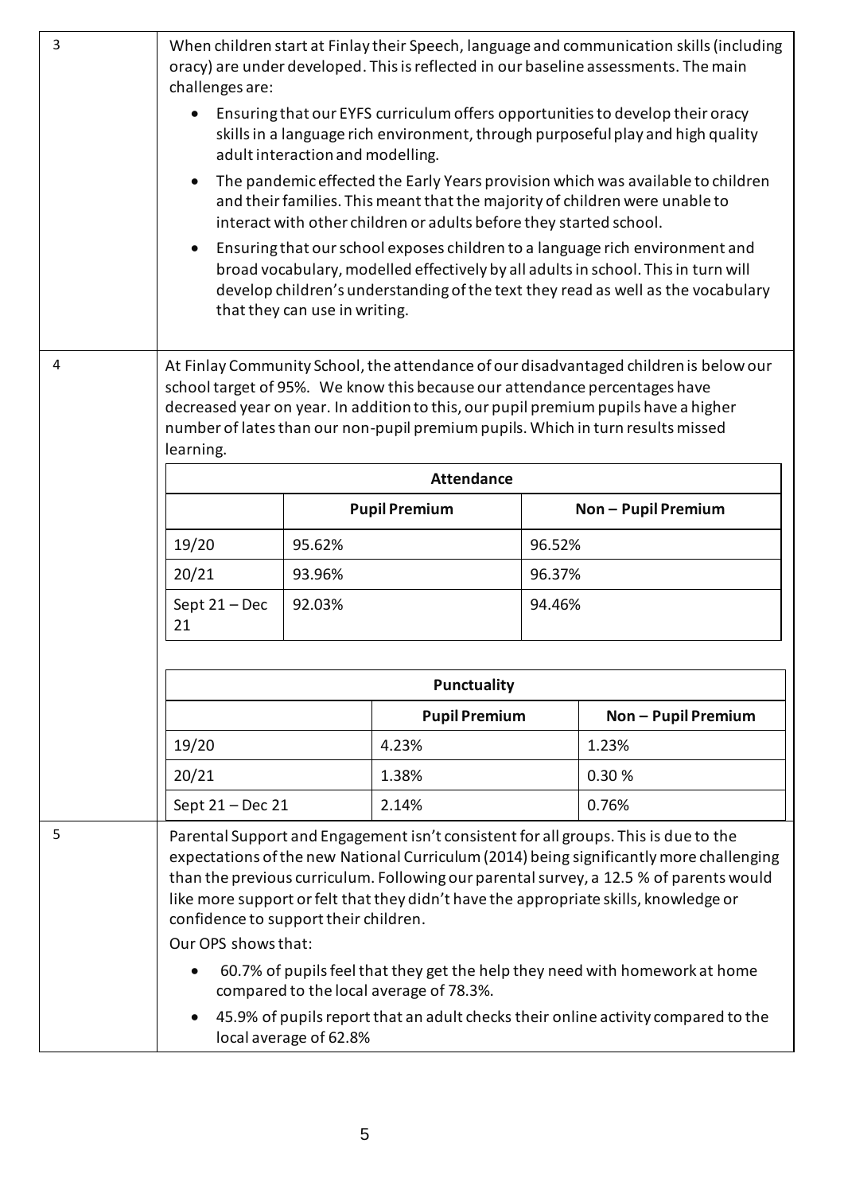| | |
|---|---|
| 3 | When children start at Finlay their Speech, language and communication skills (including oracy) are under developed. This is reflected in our baseline assessments. The main challenges are:<br>• Ensuring that our EYFS curriculum offers opportunities to develop their oracy skills in a language rich environment, through purposeful play and high quality adult interaction and modelling.<br>• The pandemic effected the Early Years provision which was available to children and their families. This meant that the majority of children were unable to interact with other children or adults before they started school.<br>• Ensuring that our school exposes children to a language rich environment and broad vocabulary, modelled effectively by all adults in school. This in turn will develop children's understanding of the text they read as well as the vocabulary that they can use in writing. |
| 4 | At Finlay Community School, the attendance of our disadvantaged children is below our school target of 95%. We know this because our attendance percentages have decreased year on year. In addition to this, our pupil premium pupils have a higher number of lates than our non-pupil premium pupils. Which in turn results missed learning. |

**Attendance**

| | Pupil Premium | Non – Pupil Premium |
|---|---|---|
| 19/20 | 95.62% | 96.52% |
| 20/21 | 93.96% | 96.37% |
| Sept 21 – Dec 21 | 92.03% | 94.46% |

**Punctuality**

| | Pupil Premium | Non – Pupil Premium |
|---|---|---|
| 19/20 | 4.23% | 1.23% |
| 20/21 | 1.38% | 0.30 % |
| Sept 21 – Dec 21 | 2.14% | 0.76% |

| | |
|---|---|
| 5 | Parental Support and Engagement isn't consistent for all groups. This is due to the expectations of the new National Curriculum (2014) being significantly more challenging than the previous curriculum. Following our parental survey, a 12.5 % of parents would like more support or felt that they didn't have the appropriate skills, knowledge or confidence to support their children.<br>Our OPS shows that:<br>• 60.7% of pupils feel that they get the help they need with homework at home compared to the local average of 78.3%.<br>• 45.9% of pupils report that an adult checks their online activity compared to the local average of 62.8% |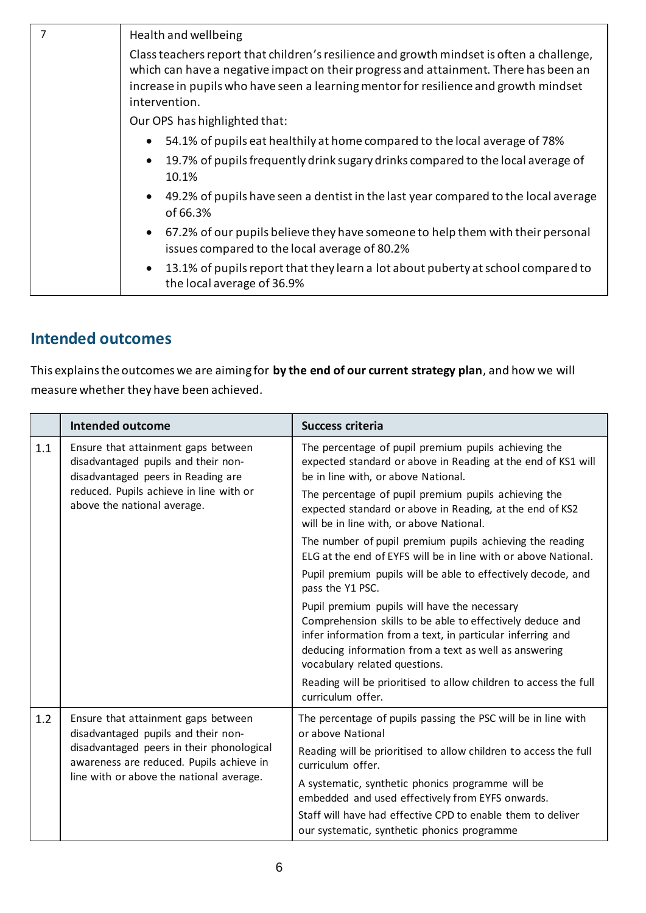| 7 | Health and wellbeing<br>Class teachers report that children's resilience and growth mindset is often a challenge, which can have a negative impact on their progress and attainment. There has been an increase in pupils who have seen a learning mentor for resilience and growth mindset intervention.<br>Our OPS has highlighted that:<br>• 54.1% of pupils eat healthily at home compared to the local average of 78%<br>• 19.7% of pupils frequently drink sugary drinks compared to the local average of 10.1%<br>• 49.2% of pupils have seen a dentist in the last year compared to the local average of 66.3%<br>• 67.2% of our pupils believe they have someone to help them with their personal issues compared to the local average of 80.2%<br>• 13.1% of pupils report that they learn a lot about puberty at school compared to the local average of 36.9% |
|---|---|

## Intended outcomes

This explains the outcomes we are aiming for **by the end of our current strategy plan**, and how we will measure whether they have been achieved.

| | Intended outcome | Success criteria |
|---|---|---|
| 1.1 | Ensure that attainment gaps between disadvantaged pupils and their non-disadvantaged peers in Reading are reduced. Pupils achieve in line with or above the national average. | The percentage of pupil premium pupils achieving the expected standard or above in Reading at the end of KS1 will be in line with, or above National.<br>The percentage of pupil premium pupils achieving the expected standard or above in Reading, at the end of KS2 will be in line with, or above National.<br>The number of pupil premium pupils achieving the reading ELG at the end of EYFS will be in line with or above National.<br>Pupil premium pupils will be able to effectively decode, and pass the Y1 PSC.<br>Pupil premium pupils will have the necessary Comprehension skills to be able to effectively deduce and infer information from a text, in particular inferring and deducing information from a text as well as answering vocabulary related questions.<br>Reading will be prioritised to allow children to access the full curriculum offer. |
| 1.2 | Ensure that attainment gaps between disadvantaged pupils and their non-disadvantaged peers in their phonological awareness are reduced. Pupils achieve in line with or above the national average. | The percentage of pupils passing the PSC will be in line with or above National<br>Reading will be prioritised to allow children to access the full curriculum offer.<br>A systematic, synthetic phonics programme will be embedded and used effectively from EYFS onwards.<br>Staff will have had effective CPD to enable them to deliver our systematic, synthetic phonics programme |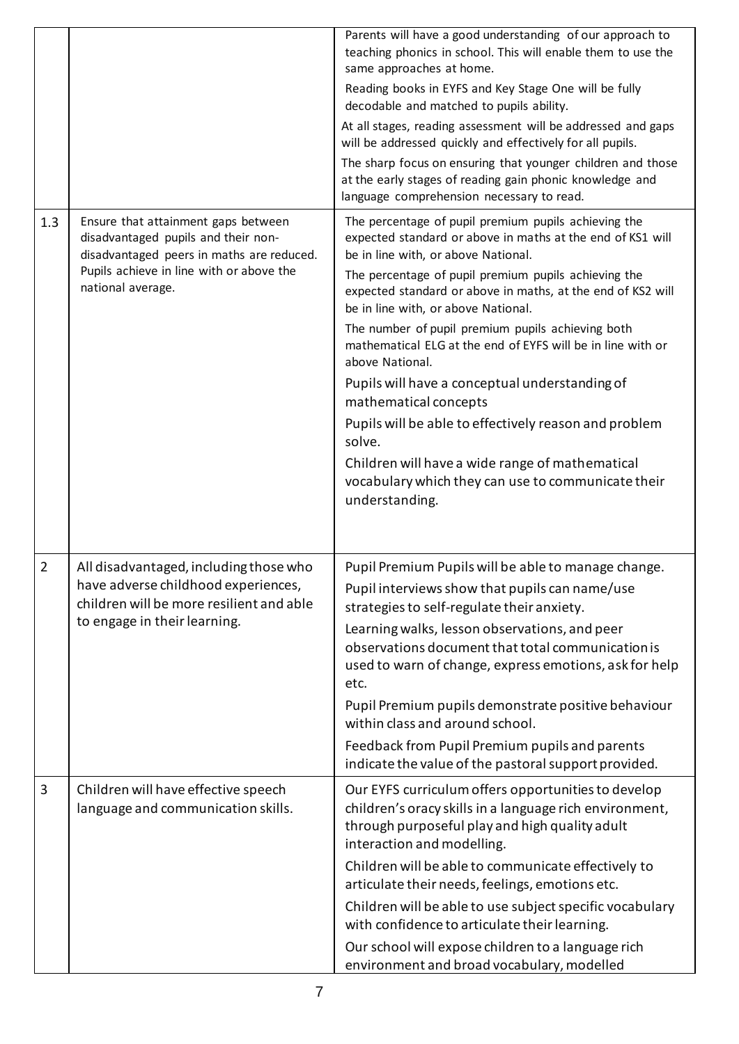| | | |
|---|---|---|
| | | Parents will have a good understanding of our approach to teaching phonics in school. This will enable them to use the same approaches at home.<br>Reading books in EYFS and Key Stage One will be fully decodable and matched to pupils ability.<br>At all stages, reading assessment will be addressed and gaps will be addressed quickly and effectively for all pupils.<br>The sharp focus on ensuring that younger children and those at the early stages of reading gain phonic knowledge and language comprehension necessary to read. |
| 1.3 | Ensure that attainment gaps between disadvantaged pupils and their non-disadvantaged peers in maths are reduced. Pupils achieve in line with or above the national average. | The percentage of pupil premium pupils achieving the expected standard or above in maths at the end of KS1 will be in line with, or above National.<br>The percentage of pupil premium pupils achieving the expected standard or above in maths, at the end of KS2 will be in line with, or above National.<br>The number of pupil premium pupils achieving both mathematical ELG at the end of EYFS will be in line with or above National.<br>Pupils will have a conceptual understanding of mathematical concepts<br>Pupils will be able to effectively reason and problem solve.<br>Children will have a wide range of mathematical vocabulary which they can use to communicate their understanding. |
| 2 | All disadvantaged, including those who have adverse childhood experiences, children will be more resilient and able to engage in their learning. | Pupil Premium Pupils will be able to manage change.<br>Pupil interviews show that pupils can name/use strategies to self-regulate their anxiety.<br>Learning walks, lesson observations, and peer observations document that total communication is used to warn of change, express emotions, ask for help etc.<br>Pupil Premium pupils demonstrate positive behaviour within class and around school.<br>Feedback from Pupil Premium pupils and parents indicate the value of the pastoral support provided. |
| 3 | Children will have effective speech language and communication skills. | Our EYFS curriculum offers opportunities to develop children's oracy skills in a language rich environment, through purposeful play and high quality adult interaction and modelling.<br>Children will be able to communicate effectively to articulate their needs, feelings, emotions etc.<br>Children will be able to use subject specific vocabulary with confidence to articulate their learning.<br>Our school will expose children to a language rich environment and broad vocabulary, modelled |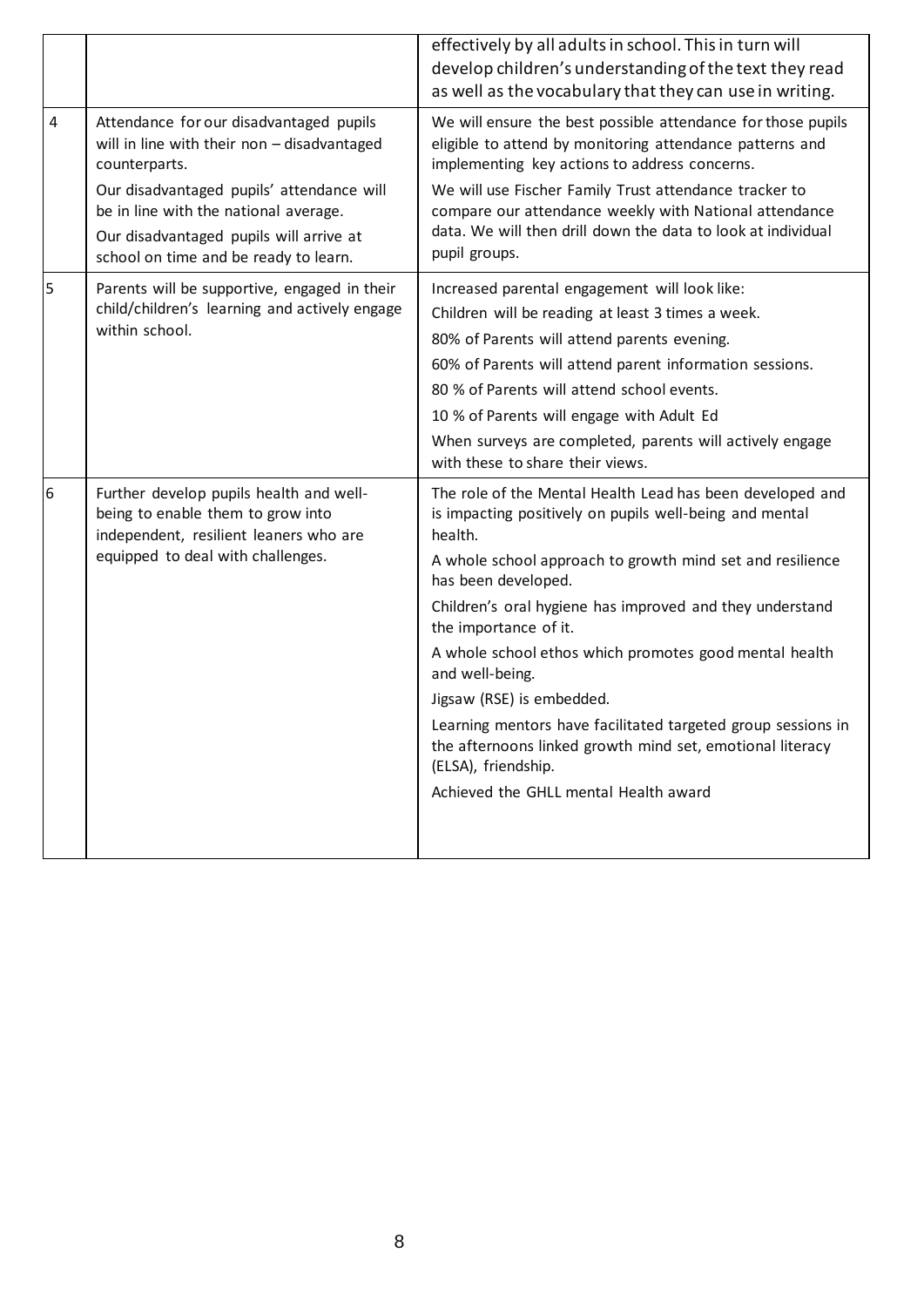| | | |
|---|---|---|
| | | effectively by all adults in school. This in turn will develop children's understanding of the text they read as well as the vocabulary that they can use in writing. |
| 4 | Attendance for our disadvantaged pupils will in line with their non – disadvantaged counterparts.<br><br>Our disadvantaged pupils' attendance will be in line with the national average.<br><br>Our disadvantaged pupils will arrive at school on time and be ready to learn. | We will ensure the best possible attendance for those pupils eligible to attend by monitoring attendance patterns and implementing key actions to address concerns.<br><br>We will use Fischer Family Trust attendance tracker to compare our attendance weekly with National attendance data. We will then drill down the data to look at individual pupil groups. |
| 5 | Parents will be supportive, engaged in their child/children's learning and actively engage within school. | Increased parental engagement will look like:<br><br>Children will be reading at least 3 times a week.<br><br>80% of Parents will attend parents evening.<br><br>60% of Parents will attend parent information sessions.<br><br>80 % of Parents will attend school events.<br><br>10 % of Parents will engage with Adult Ed<br><br>When surveys are completed, parents will actively engage with these to share their views. |
| 6 | Further develop pupils health and well-being to enable them to grow into independent, resilient leaners who are equipped to deal with challenges. | The role of the Mental Health Lead has been developed and is impacting positively on pupils well-being and mental health.<br><br>A whole school approach to growth mind set and resilience has been developed.<br><br>Children's oral hygiene has improved and they understand the importance of it.<br><br>A whole school ethos which promotes good mental health and well-being.<br><br>Jigsaw (RSE) is embedded.<br><br>Learning mentors have facilitated targeted group sessions in the afternoons linked growth mind set, emotional literacy (ELSA), friendship.<br><br>Achieved the GHLL mental Health award |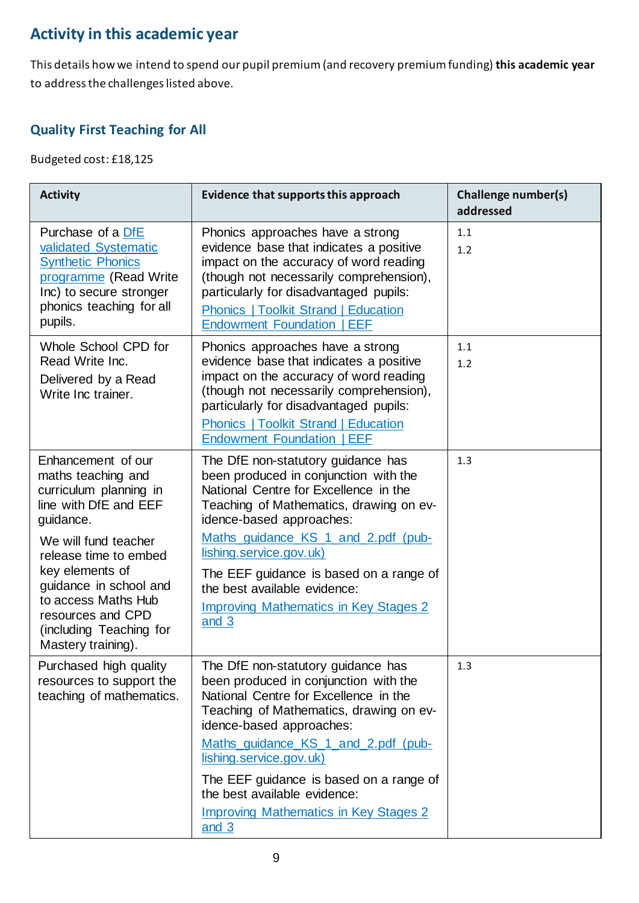## Activity in this academic year

This details how we intend to spend our pupil premium (and recovery premium funding) **this academic year** to address the challenges listed above.

### Quality First Teaching for All

Budgeted cost: £18,125

| Activity | Evidence that supports this approach | Challenge number(s) addressed |
|---|---|---|
| Purchase of a DfE validated Systematic Synthetic Phonics programme (Read Write Inc) to secure stronger phonics teaching for all pupils. | Phonics approaches have a strong evidence base that indicates a positive impact on the accuracy of word reading (though not necessarily comprehension), particularly for disadvantaged pupils: Phonics \| Toolkit Strand \| Education Endowment Foundation \| EEF | 1.1<br>1.2 |
| Whole School CPD for Read Write Inc.<br>Delivered by a Read Write Inc trainer. | Phonics approaches have a strong evidence base that indicates a positive impact on the accuracy of word reading (though not necessarily comprehension), particularly for disadvantaged pupils: Phonics \| Toolkit Strand \| Education Endowment Foundation \| EEF | 1.1<br>1.2 |
| Enhancement of our maths teaching and curriculum planning in line with DfE and EEF guidance.<br>We will fund teacher release time to embed key elements of guidance in school and to access Maths Hub resources and CPD (including Teaching for Mastery training). | The DfE non-statutory guidance has been produced in conjunction with the National Centre for Excellence in the Teaching of Mathematics, drawing on evidence-based approaches: Maths_guidance_KS_1_and_2.pdf (publishing.service.gov.uk)<br>The EEF guidance is based on a range of the best available evidence: Improving Mathematics in Key Stages 2 and 3 | 1.3 |
| Purchased high quality resources to support the teaching of mathematics. | The DfE non-statutory guidance has been produced in conjunction with the National Centre for Excellence in the Teaching of Mathematics, drawing on evidence-based approaches: Maths_guidance_KS_1_and_2.pdf (publishing.service.gov.uk)<br>The EEF guidance is based on a range of the best available evidence: Improving Mathematics in Key Stages 2 and 3 | 1.3 |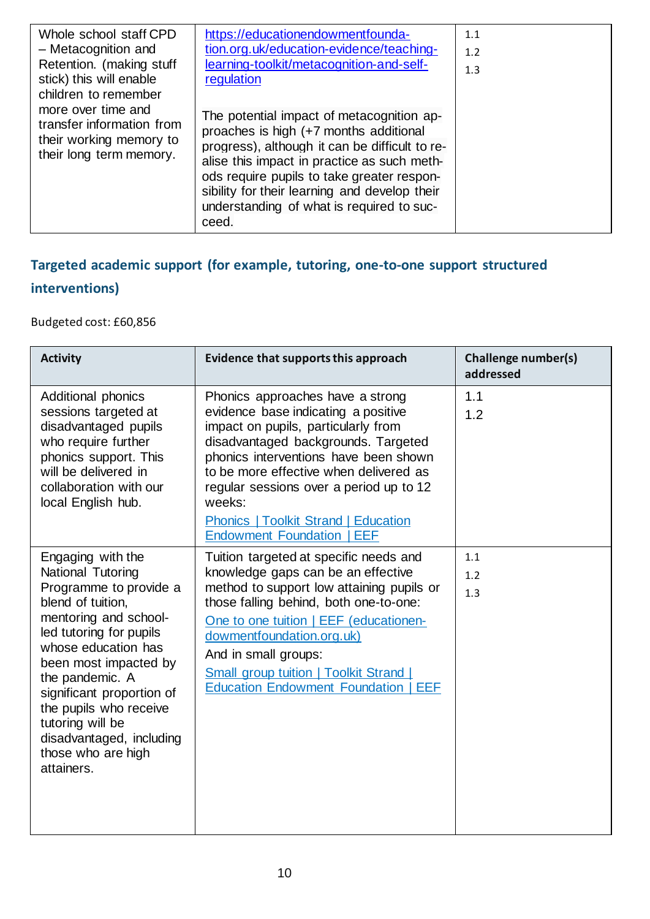| | | |
|---|---|---|
| Whole school staff CPD – Metacognition and Retention. (making stuff stick) this will enable children to remember more over time and transfer information from their working memory to their long term memory. | [https://educationendowmentfoundation.org.uk/education-evidence/teaching-learning-toolkit/metacognition-and-self-regulation](https://educationendowmentfoundation.org.uk/education-evidence/teaching-learning-toolkit/metacognition-and-self-regulation)<br><br>The potential impact of metacognition approaches is high (+7 months additional progress), although it can be difficult to realise this impact in practice as such methods require pupils to take greater responsibility for their learning and develop their understanding of what is required to succeed. | 1.1<br>1.2<br>1.3 |

## Targeted academic support (for example, tutoring, one-to-one support structured interventions)

Budgeted cost: £60,856

| Activity | Evidence that supports this approach | Challenge number(s) addressed |
|---|---|---|
| Additional phonics sessions targeted at disadvantaged pupils who require further phonics support. This will be delivered in collaboration with our local English hub. | Phonics approaches have a strong evidence base indicating a positive impact on pupils, particularly from disadvantaged backgrounds. Targeted phonics interventions have been shown to be more effective when delivered as regular sessions over a period up to 12 weeks:<br>Phonics \| Toolkit Strand \| Education Endowment Foundation \| EEF | 1.1<br>1.2 |
| Engaging with the National Tutoring Programme to provide a blend of tuition, mentoring and school-led tutoring for pupils whose education has been most impacted by the pandemic. A significant proportion of the pupils who receive tutoring will be disadvantaged, including those who are high attainers. | Tuition targeted at specific needs and knowledge gaps can be an effective method to support low attaining pupils or those falling behind, both one-to-one:<br>One to one tuition \| EEF (educationendowmentfoundation.org.uk)<br>And in small groups:<br>Small group tuition \| Toolkit Strand \| Education Endowment Foundation \| EEF | 1.1<br>1.2<br>1.3 |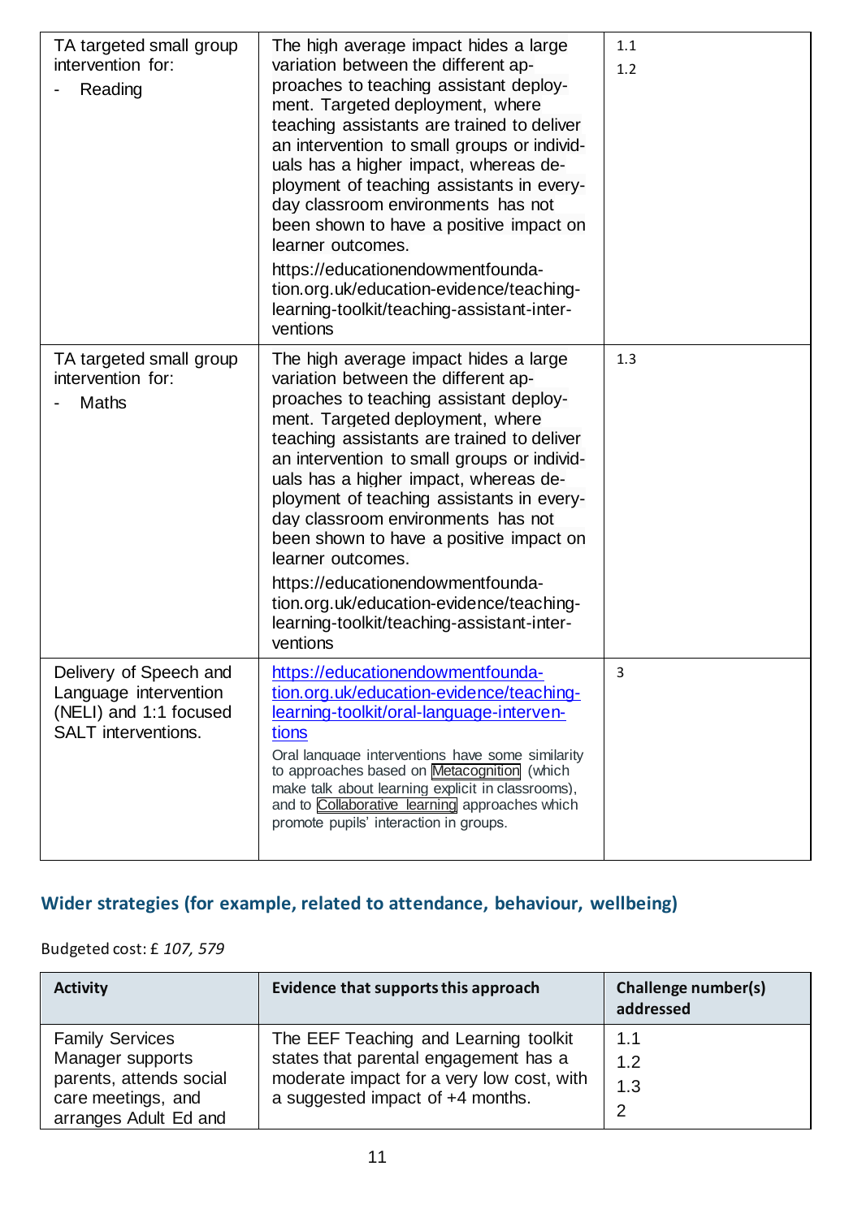| | | |
|---|---|---|
| TA targeted small group intervention for:<br>- Reading | The high average impact hides a large variation between the different approaches to teaching assistant deployment. Targeted deployment, where teaching assistants are trained to deliver an intervention to small groups or individuals has a higher impact, whereas deployment of teaching assistants in everyday classroom environments has not been shown to have a positive impact on learner outcomes.<br>https://educationendowmentfoundation.org.uk/education-evidence/teaching-learning-toolkit/teaching-assistant-interventions | 1.1<br>1.2 |
| TA targeted small group intervention for:<br>- Maths | The high average impact hides a large variation between the different approaches to teaching assistant deployment. Targeted deployment, where teaching assistants are trained to deliver an intervention to small groups or individuals has a higher impact, whereas deployment of teaching assistants in everyday classroom environments has not been shown to have a positive impact on learner outcomes.<br>https://educationendowmentfoundation.org.uk/education-evidence/teaching-learning-toolkit/teaching-assistant-interventions | 1.3 |
| Delivery of Speech and Language intervention (NELI) and 1:1 focused SALT interventions. | https://educationendowmentfoundation.org.uk/education-evidence/teaching-learning-toolkit/oral-language-interventions<br>Oral language interventions have some similarity to approaches based on Metacognition (which make talk about learning explicit in classrooms), and to Collaborative learning approaches which promote pupils' interaction in groups. | 3 |

## Wider strategies (for example, related to attendance, behaviour, wellbeing)

Budgeted cost: £ *107, 579*

| Activity | Evidence that supports this approach | Challenge number(s) addressed |
|---|---|---|
| Family Services Manager supports parents, attends social care meetings, and arranges Adult Ed and | The EEF Teaching and Learning toolkit states that parental engagement has a moderate impact for a very low cost, with a suggested impact of +4 months. | 1.1<br>1.2<br>1.3<br>2 |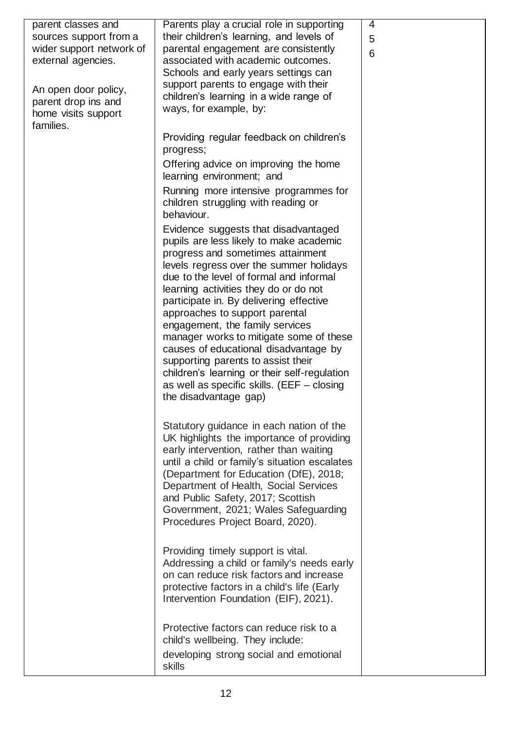| | | |
|---|---|---|
| parent classes and sources support from a wider support network of external agencies.<br><br>An open door policy, parent drop ins and home visits support families. | Parents play a crucial role in supporting their children's learning, and levels of parental engagement are consistently associated with academic outcomes. Schools and early years settings can support parents to engage with their children's learning in a wide range of ways, for example, by:<br><br>Providing regular feedback on children's progress;<br>Offering advice on improving the home learning environment; and<br>Running more intensive programmes for children struggling with reading or behaviour.<br>Evidence suggests that disadvantaged pupils are less likely to make academic progress and sometimes attainment levels regress over the summer holidays due to the level of formal and informal learning activities they do or do not participate in. By delivering effective approaches to support parental engagement, the family services manager works to mitigate some of these causes of educational disadvantage by supporting parents to assist their children's learning or their self-regulation as well as specific skills. (EEF – closing the disadvantage gap)<br><br>Statutory guidance in each nation of the UK highlights the importance of providing early intervention, rather than waiting until a child or family's situation escalates (Department for Education (DfE), 2018; Department of Health, Social Services and Public Safety, 2017; Scottish Government, 2021; Wales Safeguarding Procedures Project Board, 2020).<br><br>Providing timely support is vital. Addressing a child or family's needs early on can reduce risk factors and increase protective factors in a child's life (Early Intervention Foundation (EIF), 2021).<br><br>Protective factors can reduce risk to a child's wellbeing. They include:<br>developing strong social and emotional skills | 4<br>5<br>6 |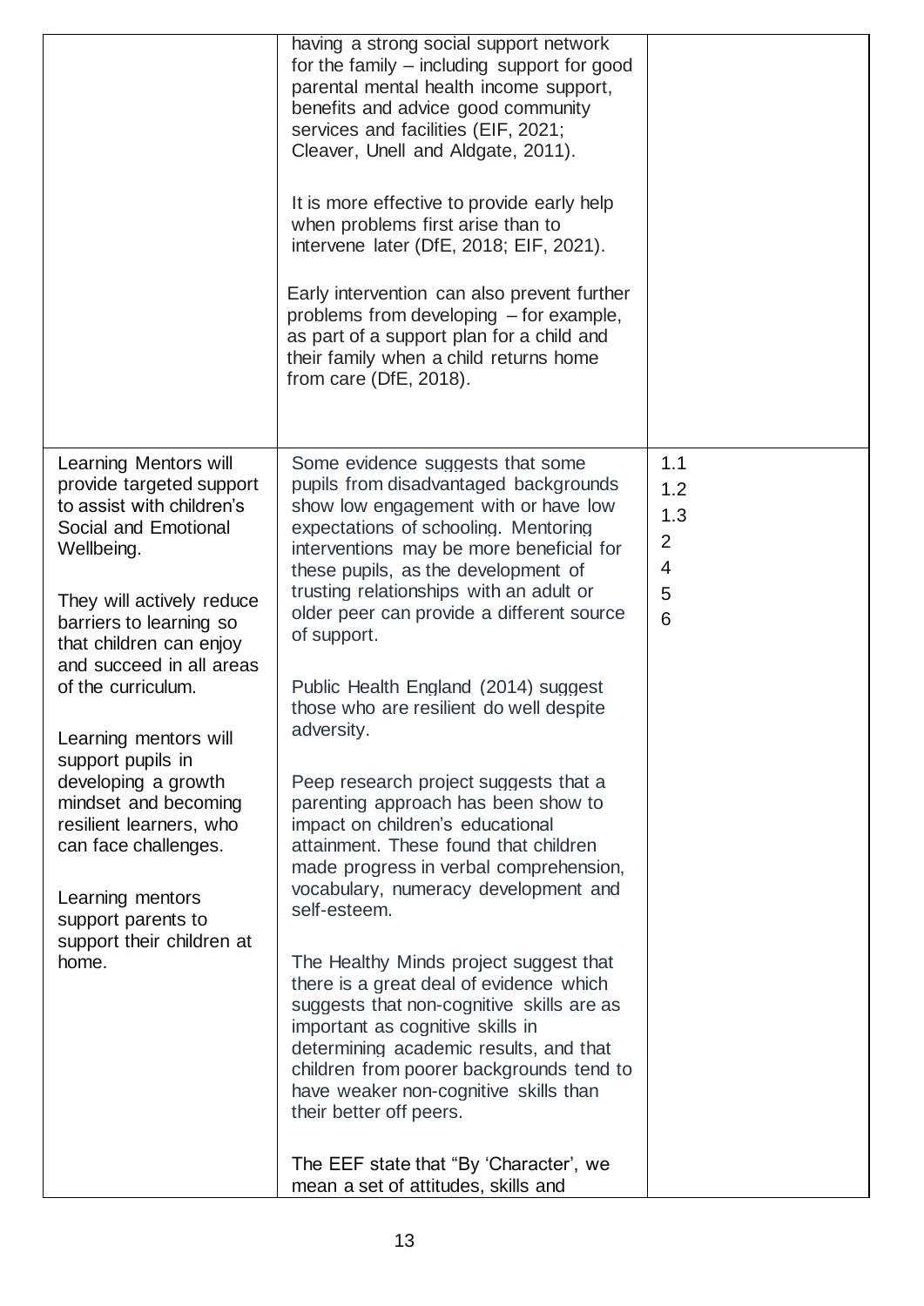| | | |
|---|---|---|
| | having a strong social support network for the family – including support for good parental mental health income support, benefits and advice good community services and facilities (EIF, 2021; Cleaver, Unell and Aldgate, 2011).<br><br>It is more effective to provide early help when problems first arise than to intervene later (DfE, 2018; EIF, 2021).<br><br>Early intervention can also prevent further problems from developing – for example, as part of a support plan for a child and their family when a child returns home from care (DfE, 2018). | |
| Learning Mentors will provide targeted support to assist with children's Social and Emotional Wellbeing.<br><br>They will actively reduce barriers to learning so that children can enjoy and succeed in all areas of the curriculum.<br><br>Learning mentors will support pupils in developing a growth mindset and becoming resilient learners, who can face challenges.<br><br>Learning mentors support parents to support their children at home. | Some evidence suggests that some pupils from disadvantaged backgrounds show low engagement with or have low expectations of schooling. Mentoring interventions may be more beneficial for these pupils, as the development of trusting relationships with an adult or older peer can provide a different source of support.<br><br>Public Health England (2014) suggest those who are resilient do well despite adversity.<br><br>Peep research project suggests that a parenting approach has been show to impact on children's educational attainment. These found that children made progress in verbal comprehension, vocabulary, numeracy development and self-esteem.<br><br>The Healthy Minds project suggest that there is a great deal of evidence which suggests that non-cognitive skills are as important as cognitive skills in determining academic results, and that children from poorer backgrounds tend to have weaker non-cognitive skills than their better off peers.<br><br>The EEF state that "By 'Character', we mean a set of attitudes, skills and | 1.1<br>1.2<br>1.3<br>2<br>4<br>5<br>6 |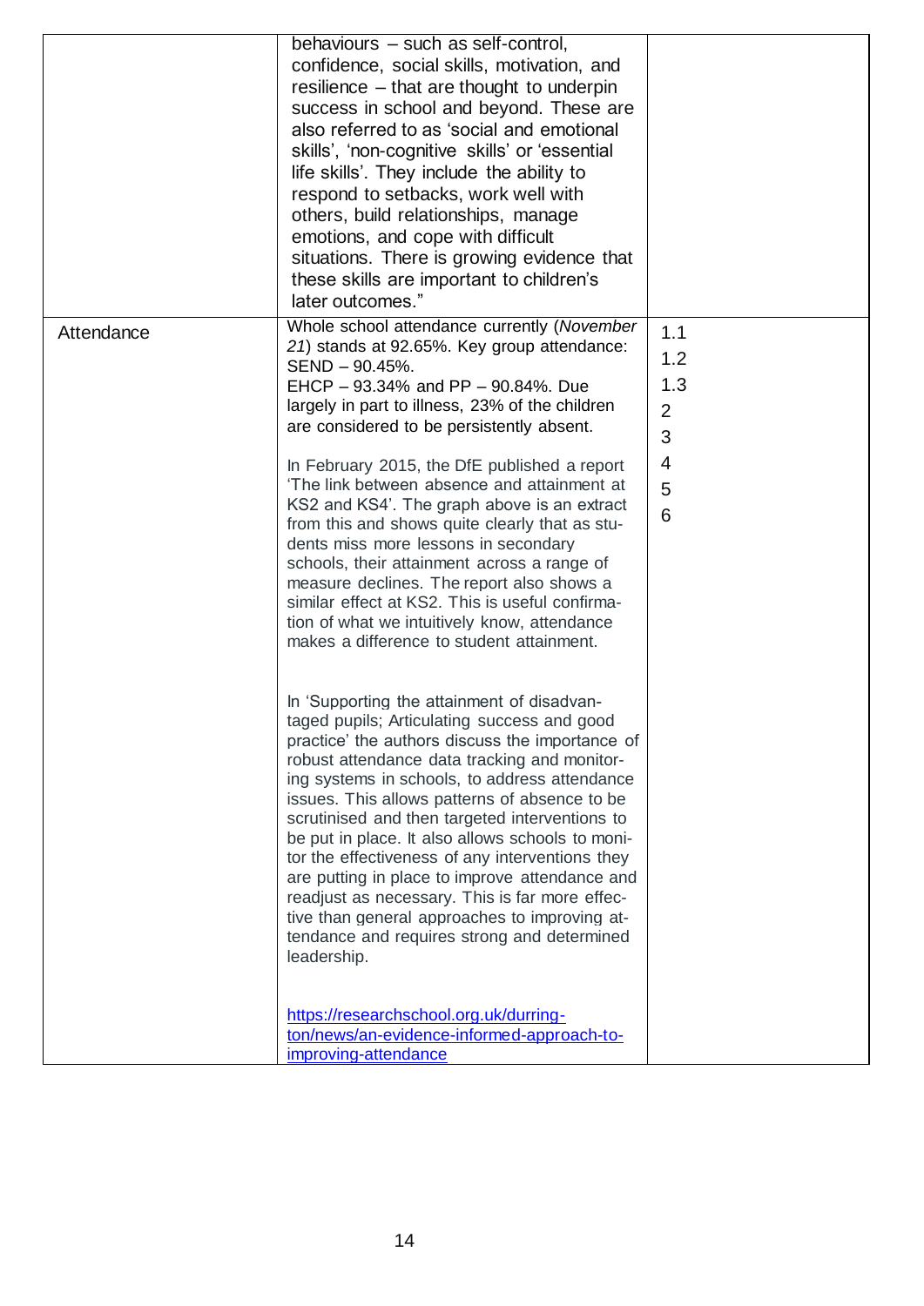| | | |
|---|---|---|
| | behaviours – such as self-control, confidence, social skills, motivation, and resilience – that are thought to underpin success in school and beyond. These are also referred to as 'social and emotional skills', 'non-cognitive skills' or 'essential life skills'. They include the ability to respond to setbacks, work well with others, build relationships, manage emotions, and cope with difficult situations. There is growing evidence that these skills are important to children's later outcomes." | |
| Attendance | Whole school attendance currently (*November 21*) stands at 92.65%. Key group attendance: SEND – 90.45%.<br>EHCP – 93.34% and PP – 90.84%. Due largely in part to illness, 23% of the children are considered to be persistently absent.<br><br>In February 2015, the DfE published a report 'The link between absence and attainment at KS2 and KS4'. The graph above is an extract from this and shows quite clearly that as students miss more lessons in secondary schools, their attainment across a range of measure declines. The report also shows a similar effect at KS2. This is useful confirmation of what we intuitively know, attendance makes a difference to student attainment.<br><br>In 'Supporting the attainment of disadvantaged pupils; Articulating success and good practice' the authors discuss the importance of robust attendance data tracking and monitoring systems in schools, to address attendance issues. This allows patterns of absence to be scrutinised and then targeted interventions to be put in place. It also allows schools to monitor the effectiveness of any interventions they are putting in place to improve attendance and readjust as necessary. This is far more effective than general approaches to improving attendance and requires strong and determined leadership.<br><br>[https://researchschool.org.uk/durrington/news/an-evidence-informed-approach-to-improving-attendance](https://researchschool.org.uk/durrington/news/an-evidence-informed-approach-to-improving-attendance) | 1.1<br>1.2<br>1.3<br>2<br>3<br>4<br>5<br>6 |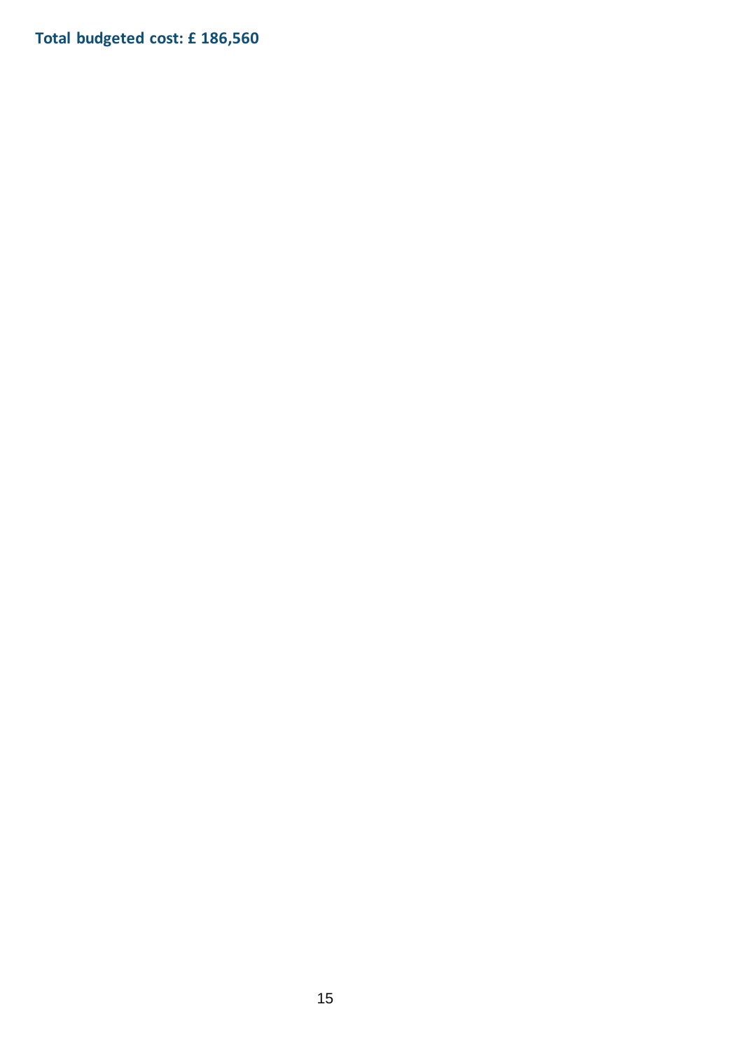**Total budgeted cost: £ 186,560**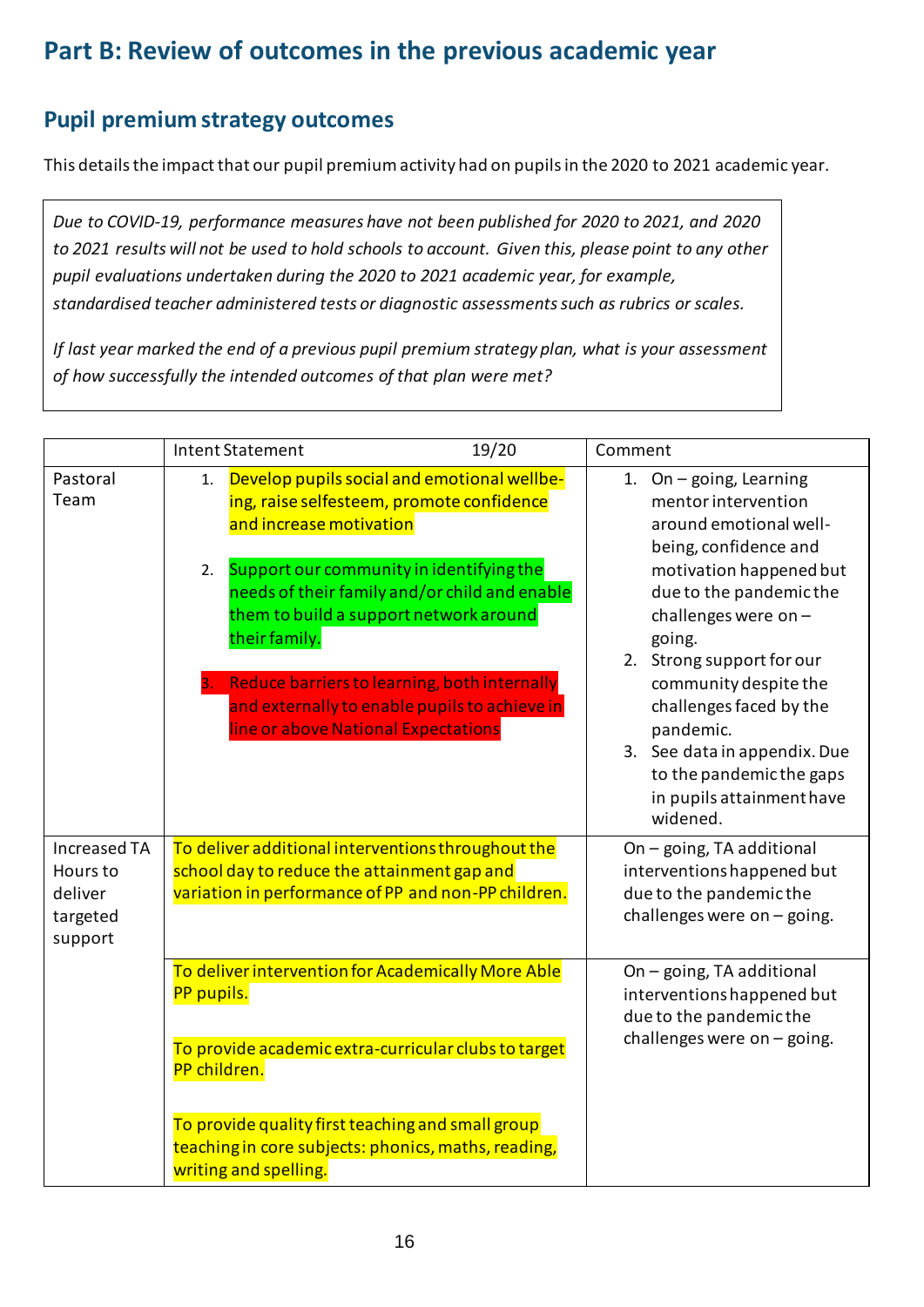# Part B: Review of outcomes in the previous academic year

## Pupil premium strategy outcomes

This details the impact that our pupil premium activity had on pupils in the 2020 to 2021 academic year.

*Due to COVID-19, performance measures have not been published for 2020 to 2021, and 2020 to 2021 results will not be used to hold schools to account. Given this, please point to any other pupil evaluations undertaken during the 2020 to 2021 academic year, for example, standardised teacher administered tests or diagnostic assessments such as rubrics or scales.*

*If last year marked the end of a previous pupil premium strategy plan, what is your assessment of how successfully the intended outcomes of that plan were met?*

| | Intent Statement 19/20 | Comment |
|---|---|---|
| Pastoral Team | 1. Develop pupils social and emotional wellbe-ing, raise selfesteem, promote confidence and increase motivation<br><br>2. Support our community in identifying the needs of their family and/or child and enable them to build a support network around their family.<br><br>3. Reduce barriers to learning, both internally and externally to enable pupils to achieve in line or above National Expectations | 1. On – going, Learning mentor intervention around emotional well-being, confidence and motivation happened but due to the pandemic the challenges were on – going.<br>2. Strong support for our community despite the challenges faced by the pandemic.<br>3. See data in appendix. Due to the pandemic the gaps in pupils attainment have widened. |
| Increased TA Hours to deliver targeted support | To deliver additional interventions throughout the school day to reduce the attainment gap and variation in performance of PP and non-PP children. | On – going, TA additional interventions happened but due to the pandemic the challenges were on – going. |
| | To deliver intervention for Academically More Able PP pupils.<br><br>To provide academic extra-curricular clubs to target PP children.<br><br>To provide quality first teaching and small group teaching in core subjects: phonics, maths, reading, writing and spelling. | On – going, TA additional interventions happened but due to the pandemic the challenges were on – going. |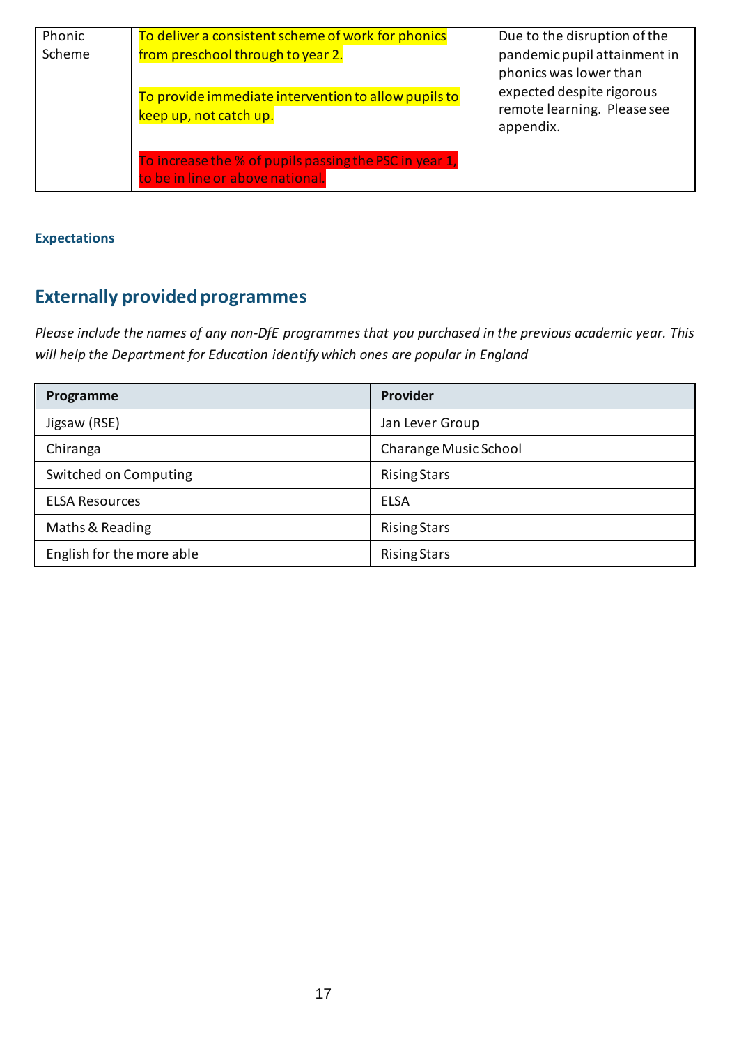| Phonic Scheme | To deliver a consistent scheme of work for phonics from preschool through to year 2.<br><br>To provide immediate intervention to allow pupils to keep up, not catch up.<br><br>To increase the % of pupils passing the PSC in year 1, to be in line or above national. | Due to the disruption of the pandemic pupil attainment in phonics was lower than expected despite rigorous remote learning. Please see appendix. |
|---|---|---|

**Expectations**

## Externally provided programmes

*Please include the names of any non-DfE programmes that you purchased in the previous academic year. This will help the Department for Education identify which ones are popular in England*

| Programme | Provider |
|---|---|
| Jigsaw (RSE) | Jan Lever Group |
| Chiranga | Charange Music School |
| Switched on Computing | Rising Stars |
| ELSA Resources | ELSA |
| Maths & Reading | Rising Stars |
| English for the more able | Rising Stars |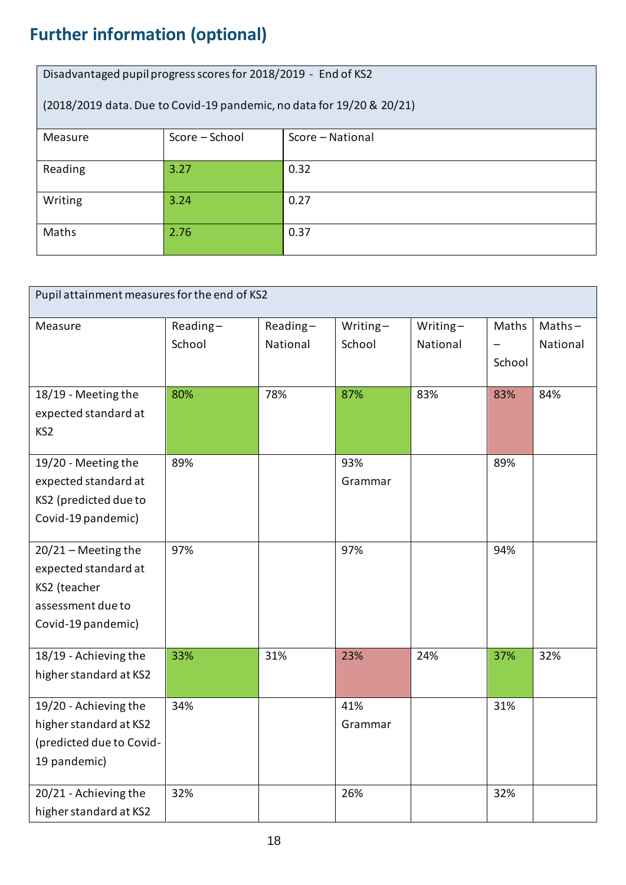## Further information (optional)

| Disadvantaged pupil progress scores for 2018/2019 - End of KS2<br><br>(2018/2019 data. Due to Covid-19 pandemic, no data for 19/20 & 20/21) | | |
|---|---|---|
| Measure | Score – School | Score – National |
| Reading | 3.27 | 0.32 |
| Writing | 3.24 | 0.27 |
| Maths | 2.76 | 0.37 |

| Pupil attainment measures for the end of KS2 | | | | | | |
|---|---|---|---|---|---|---|
| Measure | Reading – School | Reading – National | Writing – School | Writing – National | Maths – School | Maths – National |
| 18/19 - Meeting the expected standard at KS2 | 80% | 78% | 87% | 83% | 83% | 84% |
| 19/20 - Meeting the expected standard at KS2 (predicted due to Covid-19 pandemic) | 89% | | 93% Grammar | | 89% | |
| 20/21 – Meeting the expected standard at KS2 (teacher assessment due to Covid-19 pandemic) | 97% | | 97% | | 94% | |
| 18/19 - Achieving the higher standard at KS2 | 33% | 31% | 23% | 24% | 37% | 32% |
| 19/20 - Achieving the higher standard at KS2 (predicted due to Covid-19 pandemic) | 34% | | 41% Grammar | | 31% | |
| 20/21 - Achieving the higher standard at KS2 | 32% | | 26% | | 32% | |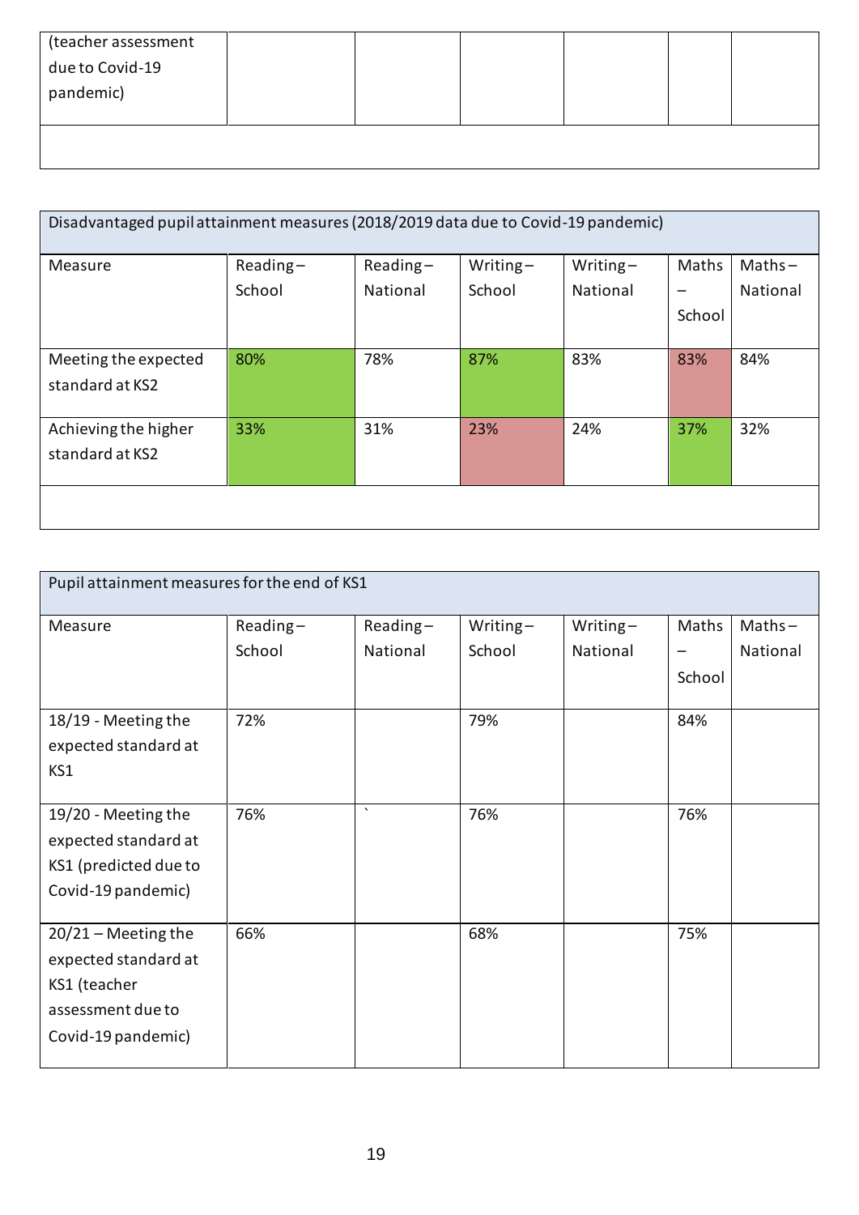| (teacher assessment due to Covid-19 pandemic) | | | | | | |
|---|---|---|---|---|---|---|
| | | | | | | |

| Disadvantaged pupil attainment measures (2018/2019 data due to Covid-19 pandemic) | | | | | | |
|---|---|---|---|---|---|---|
| Measure | Reading – School | Reading – National | Writing – School | Writing – National | Maths – School | Maths – National |
| Meeting the expected standard at KS2 | 80% | 78% | 87% | 83% | 83% | 84% |
| Achieving the higher standard at KS2 | 33% | 31% | 23% | 24% | 37% | 32% |
| | | | | | | |

| Pupil attainment measures for the end of KS1 | | | | | | |
|---|---|---|---|---|---|---|
| Measure | Reading – School | Reading – National | Writing – School | Writing – National | Maths – School | Maths – National |
| 18/19 - Meeting the expected standard at KS1 | 72% | | 79% | | 84% | |
| 19/20 - Meeting the expected standard at KS1 (predicted due to Covid-19 pandemic) | 76% | ` | 76% | | 76% | |
| 20/21 – Meeting the expected standard at KS1 (teacher assessment due to Covid-19 pandemic) | 66% | | 68% | | 75% | |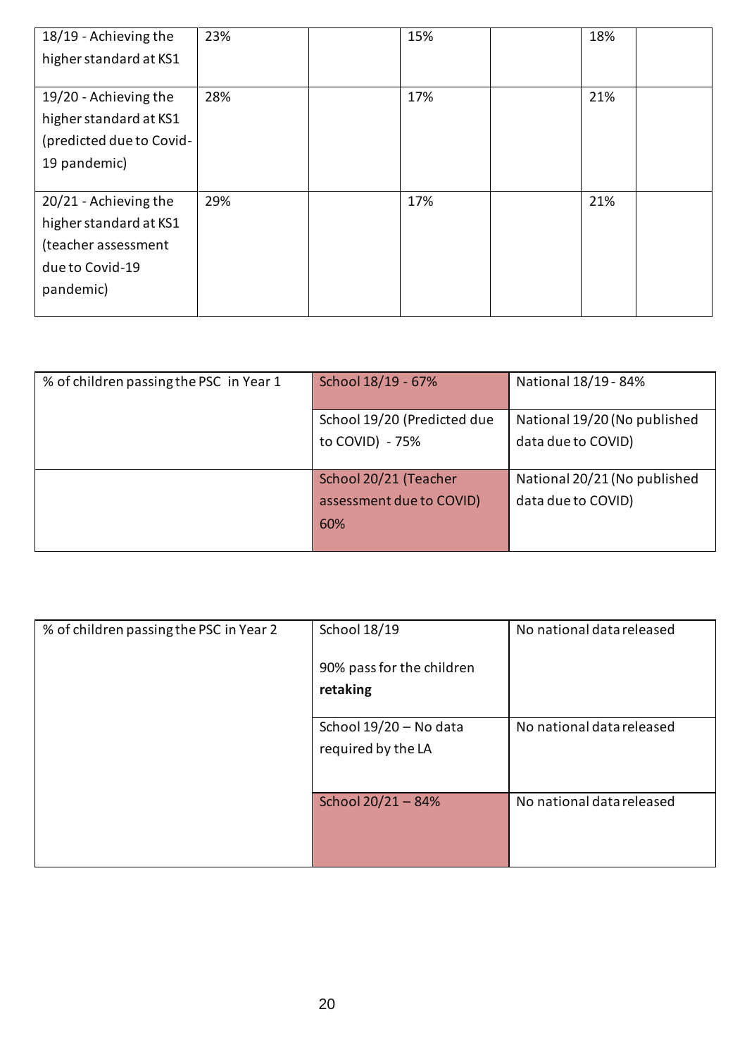| | | | | | | |
|---|---|---|---|---|---|---|
| 18/19 - Achieving the higher standard at KS1 | 23% | | 15% | | 18% | |
| 19/20 - Achieving the higher standard at KS1 (predicted due to Covid-19 pandemic) | 28% | | 17% | | 21% | |
| 20/21 - Achieving the higher standard at KS1 (teacher assessment due to Covid-19 pandemic) | 29% | | 17% | | 21% | |

| | | |
|---|---|---|
| % of children passing the PSC in Year 1 | School 18/19 - 67% | National 18/19 - 84% |
| | School 19/20 (Predicted due to COVID) - 75% | National 19/20 (No published data due to COVID) |
| | School 20/21 (Teacher assessment due to COVID) 60% | National 20/21 (No published data due to COVID) |

| | | |
|---|---|---|
| % of children passing the PSC in Year 2 | School 18/19<br><br>90% pass for the children **retaking** | No national data released |
| | School 19/20 – No data required by the LA | No national data released |
| | School 20/21 – 84% | No national data released |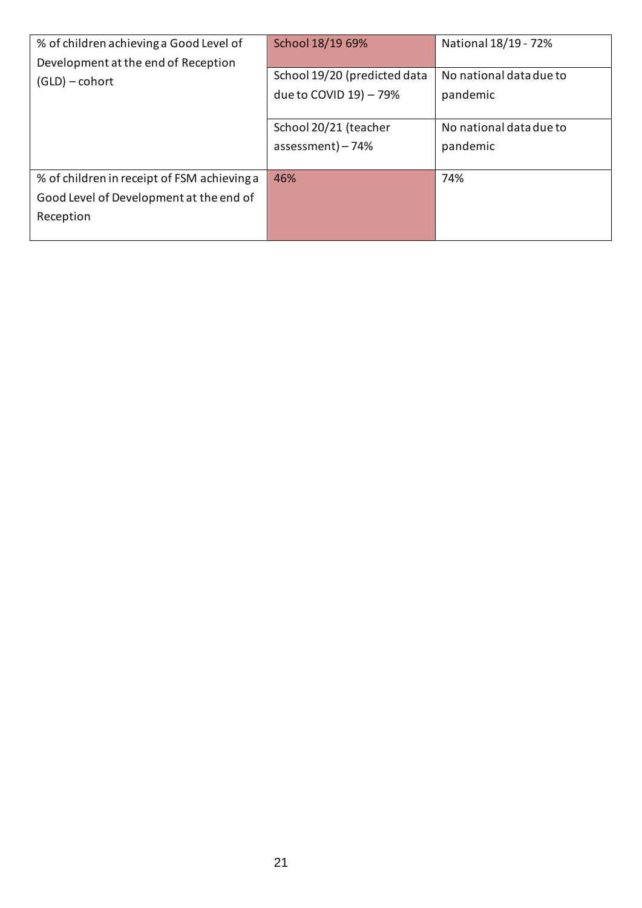| | | |
|---|---|---|
| % of children achieving a Good Level of Development at the end of Reception (GLD) – cohort | School 18/19 69% | National 18/19 - 72% |
| | School 19/20 (predicted data due to COVID 19) – 79% | No national data due to pandemic |
| | School 20/21 (teacher assessment) – 74% | No national data due to pandemic |
| % of children in receipt of FSM achieving a Good Level of Development at the end of Reception | 46% | 74% |